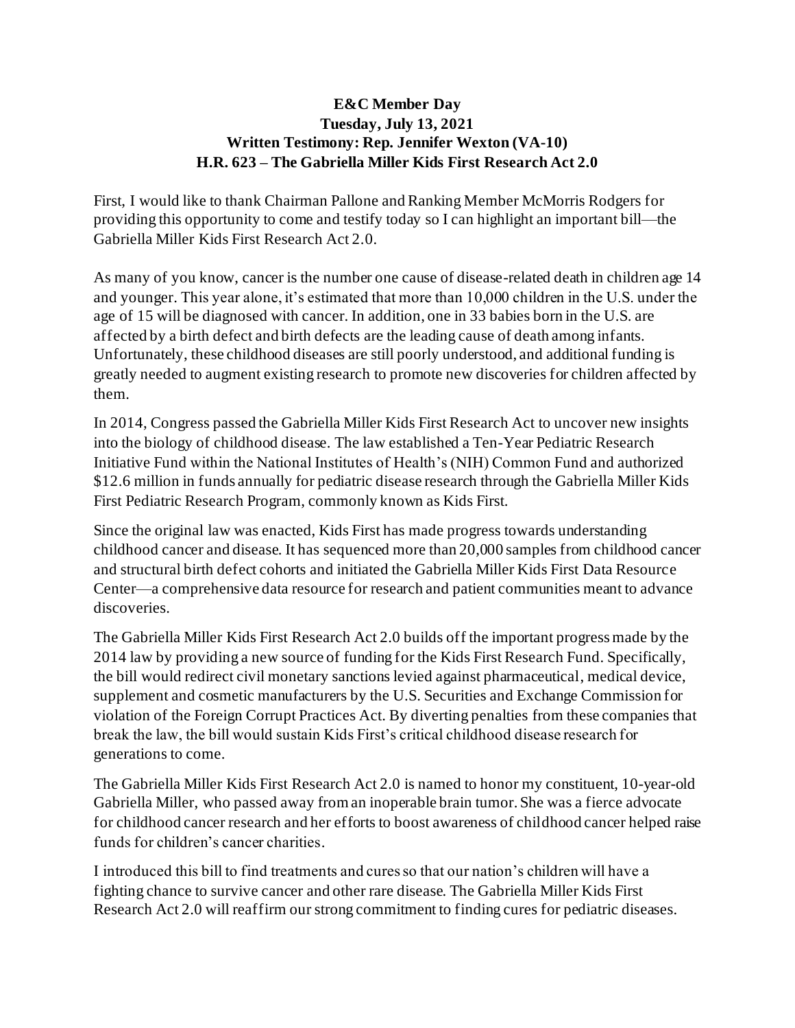**E&C Member Day**
**Tuesday, July 13, 2021**
**Written Testimony: Rep. Jennifer Wexton (VA-10)**
**H.R. 623 – The Gabriella Miller Kids First Research Act 2.0**

First, I would like to thank Chairman Pallone and Ranking Member McMorris Rodgers for providing this opportunity to come and testify today so I can highlight an important bill—the Gabriella Miller Kids First Research Act 2.0.

As many of you know, cancer is the number one cause of disease-related death in children age 14 and younger. This year alone, it's estimated that more than 10,000 children in the U.S. under the age of 15 will be diagnosed with cancer. In addition, one in 33 babies born in the U.S. are affected by a birth defect and birth defects are the leading cause of death among infants. Unfortunately, these childhood diseases are still poorly understood, and additional funding is greatly needed to augment existing research to promote new discoveries for children affected by them.

In 2014, Congress passed the Gabriella Miller Kids First Research Act to uncover new insights into the biology of childhood disease. The law established a Ten-Year Pediatric Research Initiative Fund within the National Institutes of Health's (NIH) Common Fund and authorized $12.6 million in funds annually for pediatric disease research through the Gabriella Miller Kids First Pediatric Research Program, commonly known as Kids First.

Since the original law was enacted, Kids First has made progress towards understanding childhood cancer and disease. It has sequenced more than 20,000 samples from childhood cancer and structural birth defect cohorts and initiated the Gabriella Miller Kids First Data Resource Center—a comprehensive data resource for research and patient communities meant to advance discoveries.

The Gabriella Miller Kids First Research Act 2.0 builds off the important progress made by the 2014 law by providing a new source of funding for the Kids First Research Fund. Specifically, the bill would redirect civil monetary sanctions levied against pharmaceutical, medical device, supplement and cosmetic manufacturers by the U.S. Securities and Exchange Commission for violation of the Foreign Corrupt Practices Act. By diverting penalties from these companies that break the law, the bill would sustain Kids First's critical childhood disease research for generations to come.

The Gabriella Miller Kids First Research Act 2.0 is named to honor my constituent, 10-year-old Gabriella Miller, who passed away from an inoperable brain tumor. She was a fierce advocate for childhood cancer research and her efforts to boost awareness of childhood cancer helped raise funds for children's cancer charities.

I introduced this bill to find treatments and cures so that our nation's children will have a fighting chance to survive cancer and other rare disease. The Gabriella Miller Kids First Research Act 2.0 will reaffirm our strong commitment to finding cures for pediatric diseases.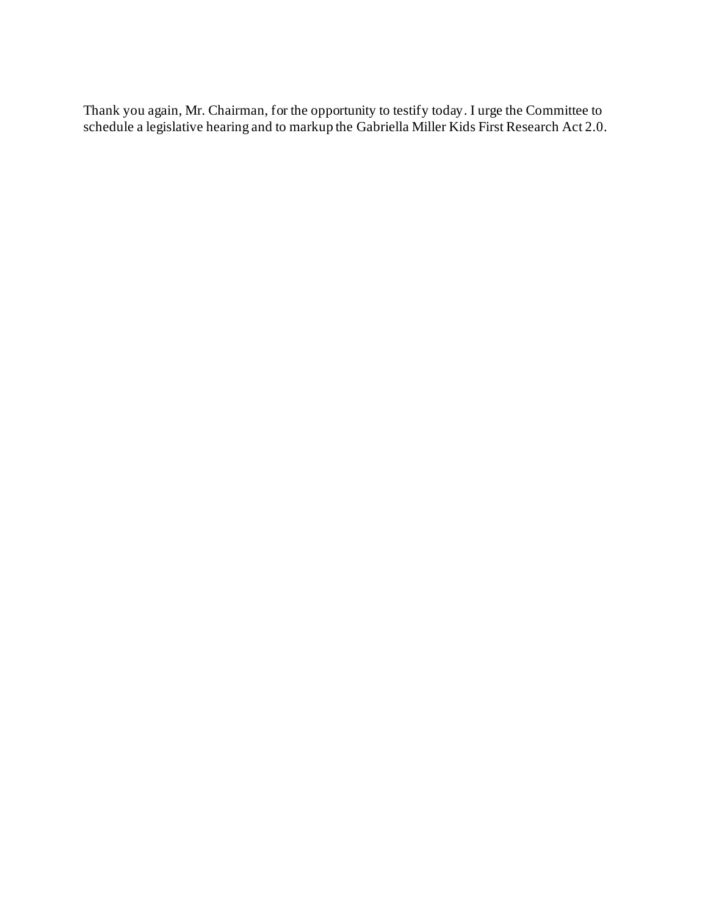Thank you again, Mr. Chairman, for the opportunity to testify today. I urge the Committee to schedule a legislative hearing and to markup the Gabriella Miller Kids First Research Act 2.0.